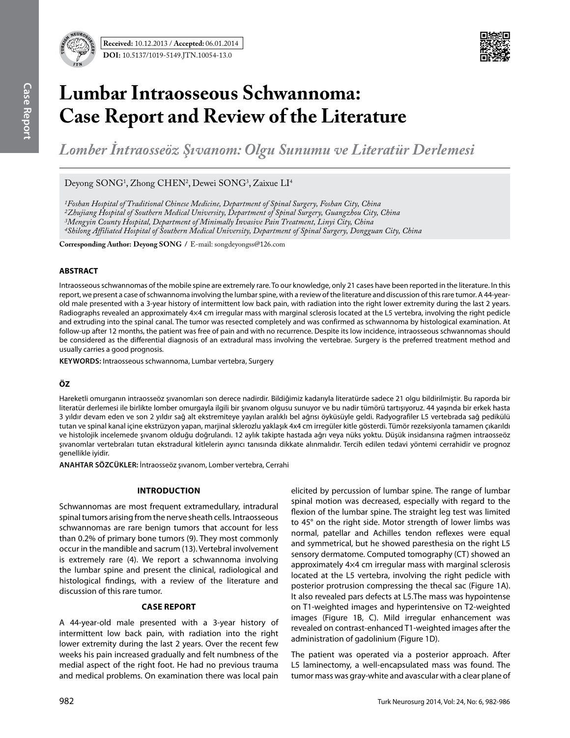**Received:** 10.12.2013 / **Accepted:** 06.01.2014

**DOI:** 10.5137/1019-5149.JTN.10054-13.0

# Lumbar Intraosseous Schwannoma: Case Report and Review of the Literature

## *Lomber İntraosseöz Şıvanom: Olgu Sunumu ve Literatür Derlemesi*

Deyong SONG[1], Zhong CHEN[2], Dewei SONG[3], Zaixue LI[4]

*[1]Foshan Hospital of Traditional Chinese Medicine, Department of Spinal Surgery, Foshan City, China*
*[2]Zhujiang Hospital of Southern Medical University, Department of Spinal Surgery, Guangzhou City, China*
*[3]Mengyin County Hospital, Department of Minimally Invasive Pain Treatment, Linyi City, China*
*[4]Shilong Affiliated Hospital of Southern Medical University, Department of Spinal Surgery, Dongguan City, China*

**Corresponding Author: Deyong SONG** / E-mail: songdeyongss@126.com

### ABSTRACT

Intraosseous schwannomas of the mobile spine are extremely rare. To our knowledge, only 21 cases have been reported in the literature. In this report, we present a case of schwannoma involving the lumbar spine, with a review of the literature and discussion of this rare tumor. A 44-year-old male presented with a 3-year history of intermittent low back pain, with radiation into the right lower extremity during the last 2 years. Radiographs revealed an approximately 4×4 cm irregular mass with marginal sclerosis located at the L5 vertebra, involving the right pedicle and extruding into the spinal canal. The tumor was resected completely and was confirmed as schwannoma by histological examination. At follow-up after 12 months, the patient was free of pain and with no recurrence. Despite its low incidence, intraosseous schwannomas should be considered as the differential diagnosis of an extradural mass involving the vertebrae. Surgery is the preferred treatment method and usually carries a good prognosis.

**KEYWORDS:** Intraosseous schwannoma, Lumbar vertebra, Surgery

### ÖZ

Hareketli omurganın intraosseöz şıvanomları son derece nadirdir. Bildiğimiz kadarıyla literatürde sadece 21 olgu bildirilmiştir. Bu raporda bir literatür derlemesi ile birlikte lomber omurgayla ilgili bir şıvanom olgusu sunuyor ve bu nadir tümörü tartışıyoruz. 44 yaşında bir erkek hasta 3 yıldır devam eden ve son 2 yıldır sağ alt ekstremiteye yayılan aralıklı bel ağrısı öyküsüyle geldi. Radyografiler L5 vertebrada sağ pedikülü tutan ve spinal kanal içine ekstrüzyon yapan, marjinal sklerozlu yaklaşık 4x4 cm irregüler kitle gösterdi. Tümör rezeksiyonla tamamen çıkarıldı ve histolojik incelemede şıvanom olduğu doğrulandı. 12 aylık takipte hastada ağrı veya nüks yoktu. Düşük insidansına rağmen intraosseöz şıvanomlar vertebraları tutan ekstradural kitlelerin ayırıcı tanısında dikkate alınmalıdır. Tercih edilen tedavi yöntemi cerrahidir ve prognoz genellikle iyidir.

**ANAHTAR SÖZCÜKLER:** İntraosseöz şıvanom, Lomber vertebra, Cerrahi

### INTRODUCTION

Schwannomas are most frequent extramedullary, intradural spinal tumors arising from the nerve sheath cells. Intraosseous schwannomas are rare benign tumors that account for less than 0.2% of primary bone tumors (9). They most commonly occur in the mandible and sacrum (13). Vertebral involvement is extremely rare (4). We report a schwannoma involving the lumbar spine and present the clinical, radiological and histological findings, with a review of the literature and discussion of this rare tumor.

### CASE REPORT

A 44-year-old male presented with a 3-year history of intermittent low back pain, with radiation into the right lower extremity during the last 2 years. Over the recent few weeks his pain increased gradually and felt numbness of the medial aspect of the right foot. He had no previous trauma and medical problems. On examination there was local pain elicited by percussion of lumbar spine. The range of lumbar spinal motion was decreased, especially with regard to the flexion of the lumbar spine. The straight leg test was limited to 45° on the right side. Motor strength of lower limbs was normal, patellar and Achilles tendon reflexes were equal and symmetrical, but he showed paresthesia on the right L5 sensory dermatome. Computed tomography (CT) showed an approximately 4×4 cm irregular mass with marginal sclerosis located at the L5 vertebra, involving the right pedicle with posterior protrusion compressing the thecal sac (Figure 1A). It also revealed pars defects at L5.The mass was hypointense on T1-weighted images and hyperintensive on T2-weighted images (Figure 1B, C). Mild irregular enhancement was revealed on contrast-enhanced T1-weighted images after the administration of gadolinium (Figure 1D).

The patient was operated via a posterior approach. After L5 laminectomy, a well-encapsulated mass was found. The tumor mass was gray-white and avascular with a clear plane of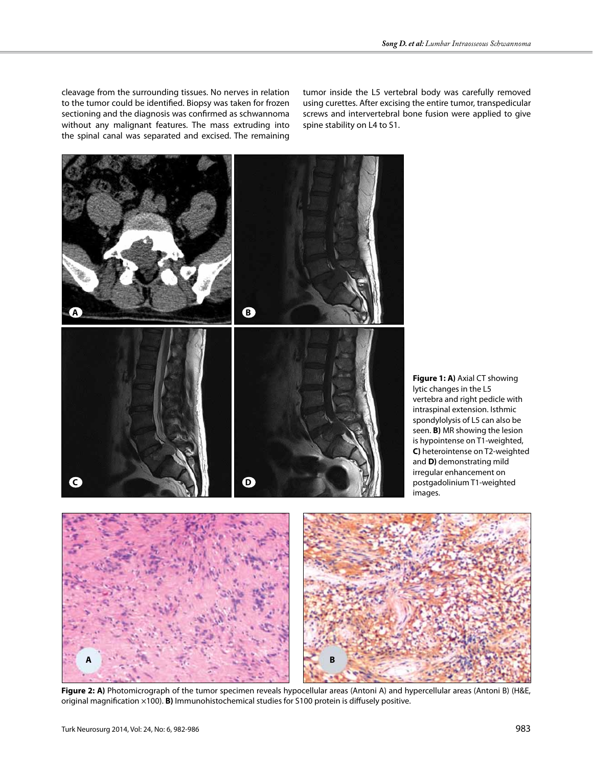cleavage from the surrounding tissues. No nerves in relation to the tumor could be identified. Biopsy was taken for frozen sectioning and the diagnosis was confirmed as schwannoma without any malignant features. The mass extruding into the spinal canal was separated and excised. The remaining tumor inside the L5 vertebral body was carefully removed using curettes. After excising the entire tumor, transpedicular screws and intervertebral bone fusion were applied to give spine stability on L4 to S1.

**Figure 1: A)** Axial CT showing lytic changes in the L5 vertebra and right pedicle with intraspinal extension. Isthmic spondylolysis of L5 can also be seen. **B)** MR showing the lesion is hypointense on T1-weighted, **C)** heterointense on T2-weighted and **D)** demonstrating mild irregular enhancement on postgadolinium T1-weighted images.

**Figure 2: A)** Photomicrograph of the tumor specimen reveals hypocellular areas (Antoni A) and hypercellular areas (Antoni B) (H&E, original magnification ×100). **B)** Immunohistochemical studies for S100 protein is diffusely positive.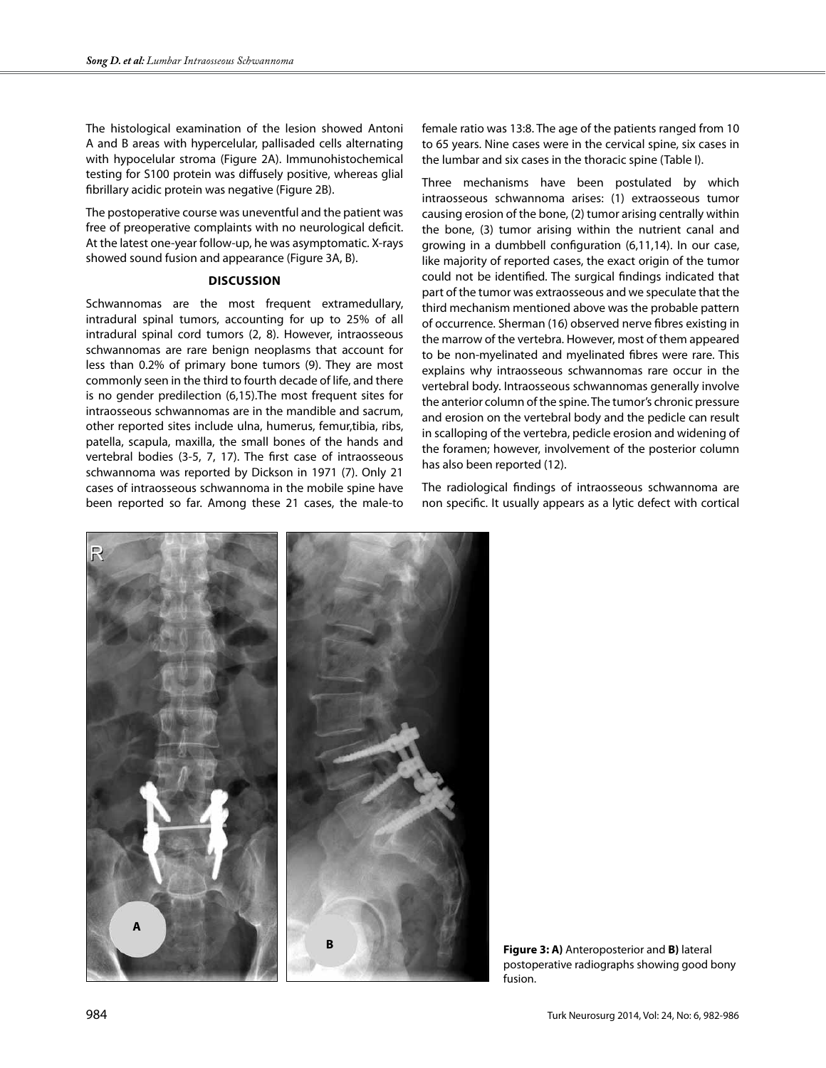The histological examination of the lesion showed Antoni A and B areas with hypercelular, pallisaded cells alternating with hypocelular stroma (Figure 2A). Immunohistochemical testing for S100 protein was diffusely positive, whereas glial fibrillary acidic protein was negative (Figure 2B).

The postoperative course was uneventful and the patient was free of preoperative complaints with no neurological deficit. At the latest one-year follow-up, he was asymptomatic. X-rays showed sound fusion and appearance (Figure 3A, B).

## DISCUSSION

Schwannomas are the most frequent extramedullary, intradural spinal tumors, accounting for up to 25% of all intradural spinal cord tumors (2, 8). However, intraosseous schwannomas are rare benign neoplasms that account for less than 0.2% of primary bone tumors (9). They are most commonly seen in the third to fourth decade of life, and there is no gender predilection (6,15).The most frequent sites for intraosseous schwannomas are in the mandible and sacrum, other reported sites include ulna, humerus, femur,tibia, ribs, patella, scapula, maxilla, the small bones of the hands and vertebral bodies (3-5, 7, 17). The first case of intraosseous schwannoma was reported by Dickson in 1971 (7). Only 21 cases of intraosseous schwannoma in the mobile spine have been reported so far. Among these 21 cases, the male-to female ratio was 13:8. The age of the patients ranged from 10 to 65 years. Nine cases were in the cervical spine, six cases in the lumbar and six cases in the thoracic spine (Table I).

Three mechanisms have been postulated by which intraosseous schwannoma arises: (1) extraosseous tumor causing erosion of the bone, (2) tumor arising centrally within the bone, (3) tumor arising within the nutrient canal and growing in a dumbbell configuration (6,11,14). In our case, like majority of reported cases, the exact origin of the tumor could not be identified. The surgical findings indicated that part of the tumor was extraosseous and we speculate that the third mechanism mentioned above was the probable pattern of occurrence. Sherman (16) observed nerve fibres existing in the marrow of the vertebra. However, most of them appeared to be non-myelinated and myelinated fibres were rare. This explains why intraosseous schwannomas rare occur in the vertebral body. Intraosseous schwannomas generally involve the anterior column of the spine. The tumor's chronic pressure and erosion on the vertebral body and the pedicle can result in scalloping of the vertebra, pedicle erosion and widening of the foramen; however, involvement of the posterior column has also been reported (12).

The radiological findings of intraosseous schwannoma are non specific. It usually appears as a lytic defect with cortical

**Figure 3: A)** Anteroposterior and **B)** lateral postoperative radiographs showing good bony fusion.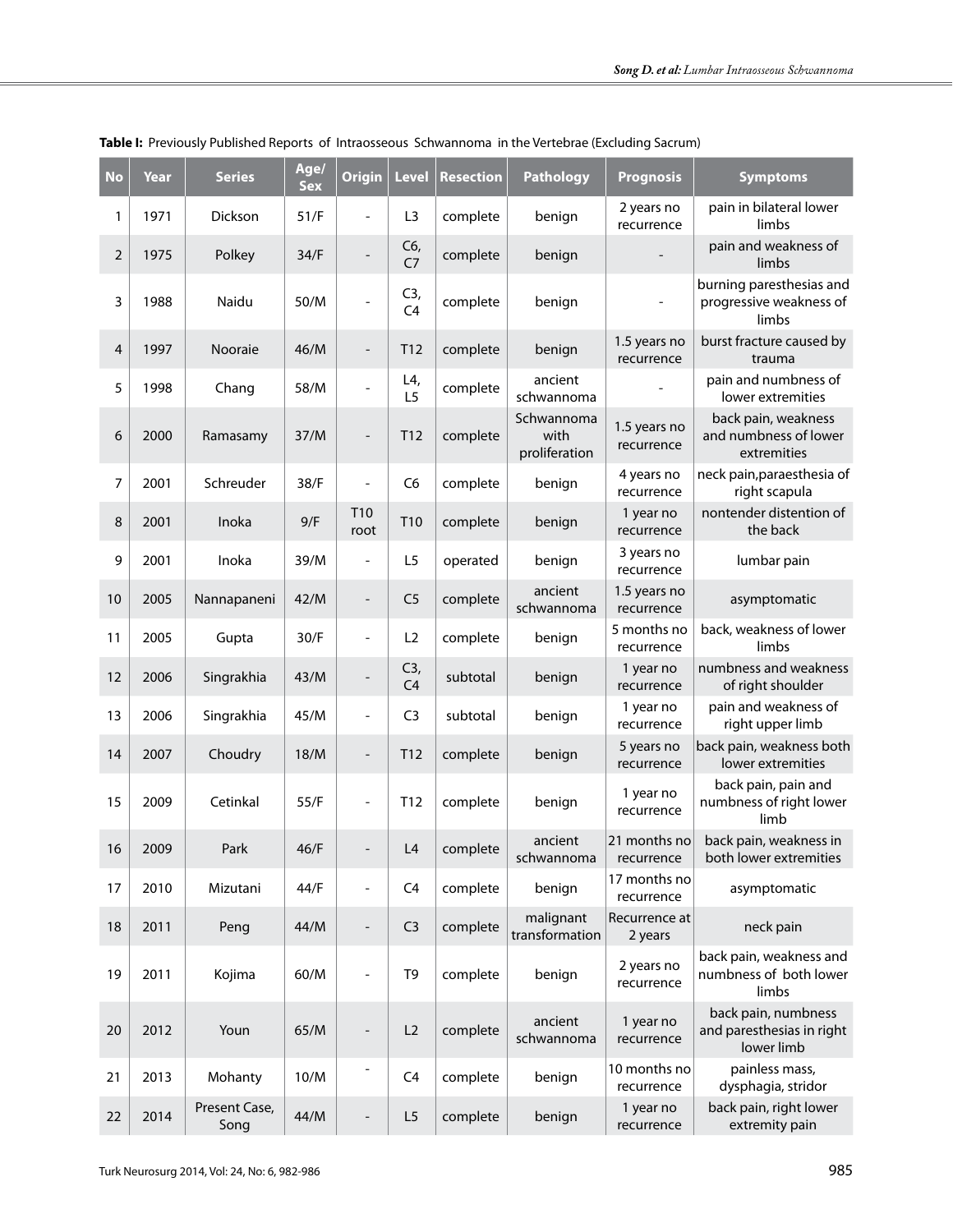**Table I:** Previously Published Reports of Intraosseous Schwannoma in the Vertebrae (Excluding Sacrum)

| No | Year | Series | Age/Sex | Origin | Level | Resection | Pathology | Prognosis | Symptoms |
|---|---|---|---|---|---|---|---|---|---|
| 1 | 1971 | Dickson | 51/F | - | L3 | complete | benign | 2 years no recurrence | pain in bilateral lower limbs |
| 2 | 1975 | Polkey | 34/F | - | C6, C7 | complete | benign | - | pain and weakness of limbs |
| 3 | 1988 | Naidu | 50/M | - | C3, C4 | complete | benign | - | burning paresthesias and progressive weakness of limbs |
| 4 | 1997 | Nooraie | 46/M | - | T12 | complete | benign | 1.5 years no recurrence | burst fracture caused by trauma |
| 5 | 1998 | Chang | 58/M | - | L4, L5 | complete | ancient schwannoma | - | pain and numbness of lower extremities |
| 6 | 2000 | Ramasamy | 37/M | - | T12 | complete | Schwannoma with proliferation | 1.5 years no recurrence | back pain, weakness and numbness of lower extremities |
| 7 | 2001 | Schreuder | 38/F | - | C6 | complete | benign | 4 years no recurrence | neck pain,paraesthesia of right scapula |
| 8 | 2001 | Inoka | 9/F | T10 root | T10 | complete | benign | 1 year no recurrence | nontender distention of the back |
| 9 | 2001 | Inoka | 39/M | - | L5 | operated | benign | 3 years no recurrence | lumbar pain |
| 10 | 2005 | Nannapaneni | 42/M | - | C5 | complete | ancient schwannoma | 1.5 years no recurrence | asymptomatic |
| 11 | 2005 | Gupta | 30/F | - | L2 | complete | benign | 5 months no recurrence | back, weakness of lower limbs |
| 12 | 2006 | Singrakhia | 43/M | - | C3, C4 | subtotal | benign | 1 year no recurrence | numbness and weakness of right shoulder |
| 13 | 2006 | Singrakhia | 45/M | - | C3 | subtotal | benign | 1 year no recurrence | pain and weakness of right upper limb |
| 14 | 2007 | Choudry | 18/M | - | T12 | complete | benign | 5 years no recurrence | back pain, weakness both lower extremities |
| 15 | 2009 | Cetinkal | 55/F | - | T12 | complete | benign | 1 year no recurrence | back pain, pain and numbness of right lower limb |
| 16 | 2009 | Park | 46/F | - | L4 | complete | ancient schwannoma | 21 months no recurrence | back pain, weakness in both lower extremities |
| 17 | 2010 | Mizutani | 44/F | - | C4 | complete | benign | 17 months no recurrence | asymptomatic |
| 18 | 2011 | Peng | 44/M | - | C3 | complete | malignant transformation | Recurrence at 2 years | neck pain |
| 19 | 2011 | Kojima | 60/M | - | T9 | complete | benign | 2 years no recurrence | back pain, weakness and numbness of both lower limbs |
| 20 | 2012 | Youn | 65/M | - | L2 | complete | ancient schwannoma | 1 year no recurrence | back pain, numbness and paresthesias in right lower limb |
| 21 | 2013 | Mohanty | 10/M | - | C4 | complete | benign | 10 months no recurrence | painless mass, dysphagia, stridor |
| 22 | 2014 | Present Case, Song | 44/M | - | L5 | complete | benign | 1 year no recurrence | back pain, right lower extremity pain |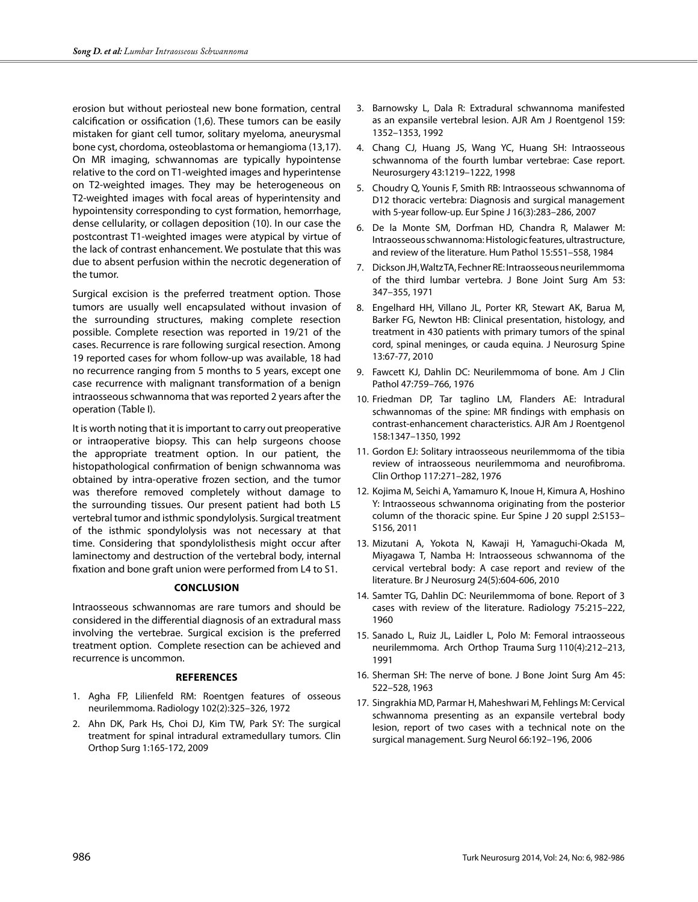erosion but without periosteal new bone formation, central calcification or ossification (1,6). These tumors can be easily mistaken for giant cell tumor, solitary myeloma, aneurysmal bone cyst, chordoma, osteoblastoma or hemangioma (13,17). On MR imaging, schwannomas are typically hypointense relative to the cord on T1-weighted images and hyperintense on T2-weighted images. They may be heterogeneous on T2-weighted images with focal areas of hyperintensity and hypointensity corresponding to cyst formation, hemorrhage, dense cellularity, or collagen deposition (10). In our case the postcontrast T1-weighted images were atypical by virtue of the lack of contrast enhancement. We postulate that this was due to absent perfusion within the necrotic degeneration of the tumor.

Surgical excision is the preferred treatment option. Those tumors are usually well encapsulated without invasion of the surrounding structures, making complete resection possible. Complete resection was reported in 19/21 of the cases. Recurrence is rare following surgical resection. Among 19 reported cases for whom follow-up was available, 18 had no recurrence ranging from 5 months to 5 years, except one case recurrence with malignant transformation of a benign intraosseous schwannoma that was reported 2 years after the operation (Table I).

It is worth noting that it is important to carry out preoperative or intraoperative biopsy. This can help surgeons choose the appropriate treatment option. In our patient, the histopathological confirmation of benign schwannoma was obtained by intra-operative frozen section, and the tumor was therefore removed completely without damage to the surrounding tissues. Our present patient had both L5 vertebral tumor and isthmic spondylolysis. Surgical treatment of the isthmic spondylolysis was not necessary at that time. Considering that spondylolisthesis might occur after laminectomy and destruction of the vertebral body, internal fixation and bone graft union were performed from L4 to S1.

## CONCLUSION

Intraosseous schwannomas are rare tumors and should be considered in the differential diagnosis of an extradural mass involving the vertebrae. Surgical excision is the preferred treatment option. Complete resection can be achieved and recurrence is uncommon.

## REFERENCES

1. Agha FP, Lilienfeld RM: Roentgen features of osseous neurilemmoma. Radiology 102(2):325–326, 1972
2. Ahn DK, Park Hs, Choi DJ, Kim TW, Park SY: The surgical treatment for spinal intradural extramedullary tumors. Clin Orthop Surg 1:165-172, 2009
3. Barnowsky L, Dala R: Extradural schwannoma manifested as an expansile vertebral lesion. AJR Am J Roentgenol 159: 1352–1353, 1992
4. Chang CJ, Huang JS, Wang YC, Huang SH: Intraosseous schwannoma of the fourth lumbar vertebrae: Case report. Neurosurgery 43:1219–1222, 1998
5. Choudry Q, Younis F, Smith RB: Intraosseous schwannoma of D12 thoracic vertebra: Diagnosis and surgical management with 5-year follow-up. Eur Spine J 16(3):283–286, 2007
6. De la Monte SM, Dorfman HD, Chandra R, Malawer M: Intraosseous schwannoma: Histologic features, ultrastructure, and review of the literature. Hum Pathol 15:551–558, 1984
7. Dickson JH, Waltz TA, Fechner RE: Intraosseous neurilemmoma of the third lumbar vertebra. J Bone Joint Surg Am 53: 347–355, 1971
8. Engelhard HH, Villano JL, Porter KR, Stewart AK, Barua M, Barker FG, Newton HB: Clinical presentation, histology, and treatment in 430 patients with primary tumors of the spinal cord, spinal meninges, or cauda equina. J Neurosurg Spine 13:67-77, 2010
9. Fawcett KJ, Dahlin DC: Neurilemmoma of bone. Am J Clin Pathol 47:759–766, 1976
10. Friedman DP, Tar taglino LM, Flanders AE: Intradural schwannomas of the spine: MR findings with emphasis on contrast-enhancement characteristics. AJR Am J Roentgenol 158:1347–1350, 1992
11. Gordon EJ: Solitary intraosseous neurilemmoma of the tibia review of intraosseous neurilemmoma and neurofibroma. Clin Orthop 117:271–282, 1976
12. Kojima M, Seichi A, Yamamuro K, Inoue H, Kimura A, Hoshino Y: Intraosseous schwannoma originating from the posterior column of the thoracic spine. Eur Spine J 20 suppl 2:S153–S156, 2011
13. Mizutani A, Yokota N, Kawaji H, Yamaguchi-Okada M, Miyagawa T, Namba H: Intraosseous schwannoma of the cervical vertebral body: A case report and review of the literature. Br J Neurosurg 24(5):604-606, 2010
14. Samter TG, Dahlin DC: Neurilemmoma of bone. Report of 3 cases with review of the literature. Radiology 75:215–222, 1960
15. Sanado L, Ruiz JL, Laidler L, Polo M: Femoral intraosseous neurilemmoma. Arch Orthop Trauma Surg 110(4):212–213, 1991
16. Sherman SH: The nerve of bone. J Bone Joint Surg Am 45: 522–528, 1963
17. Singrakhia MD, Parmar H, Maheshwari M, Fehlings M: Cervical schwannoma presenting as an expansile vertebral body lesion, report of two cases with a technical note on the surgical management. Surg Neurol 66:192–196, 2006